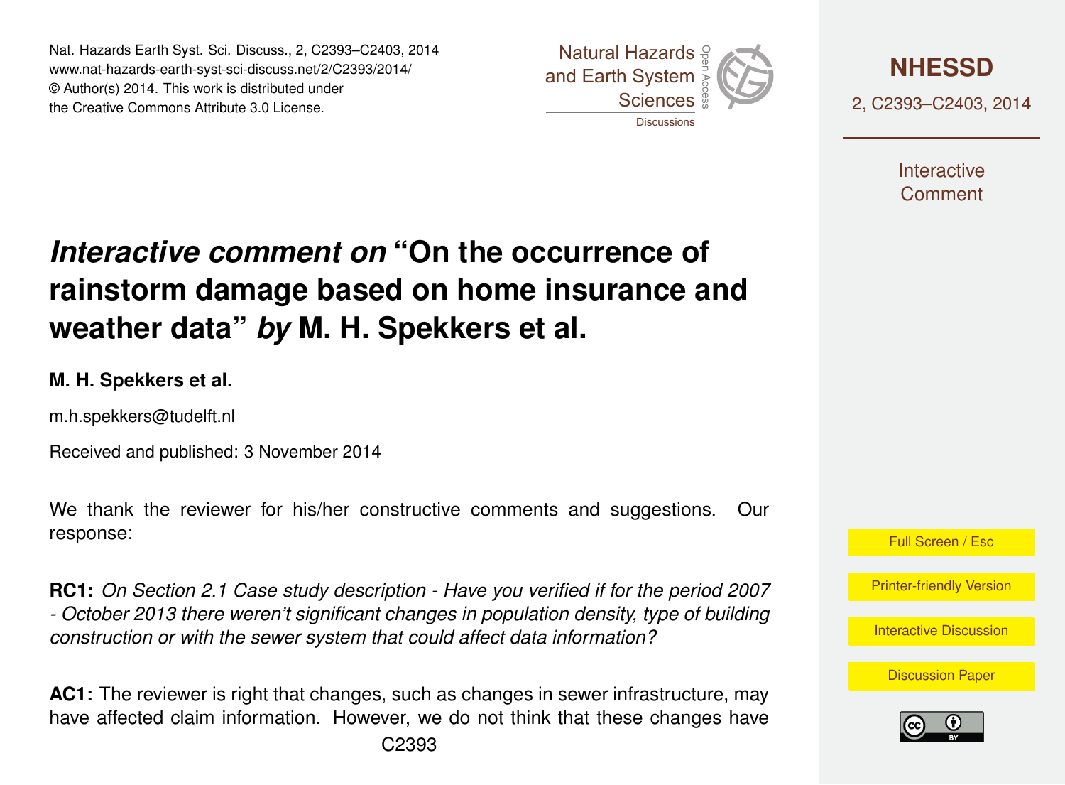# *Interactive comment on* "On the occurrence of rainstorm damage based on home insurance and weather data" *by* M. H. Spekkers et al.

**M. H. Spekkers et al.**

m.h.spekkers@tudelft.nl

Received and published: 3 November 2014

We thank the reviewer for his/her constructive comments and suggestions. Our response:

**RC1:** *On Section 2.1 Case study description - Have you verified if for the period 2007 - October 2013 there weren't significant changes in population density, type of building construction or with the sewer system that could affect data information?*

**AC1:** The reviewer is right that changes, such as changes in sewer infrastructure, may have affected claim information. However, we do not think that these changes have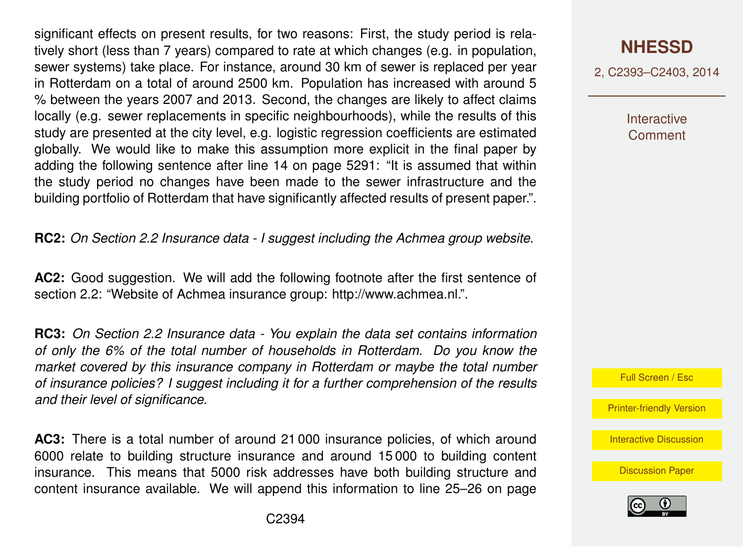significant effects on present results, for two reasons: First, the study period is relatively short (less than 7 years) compared to rate at which changes (e.g. in population, sewer systems) take place. For instance, around 30 km of sewer is replaced per year in Rotterdam on a total of around 2500 km. Population has increased with around 5 % between the years 2007 and 2013. Second, the changes are likely to affect claims locally (e.g. sewer replacements in specific neighbourhoods), while the results of this study are presented at the city level, e.g. logistic regression coefficients are estimated globally. We would like to make this assumption more explicit in the final paper by adding the following sentence after line 14 on page 5291: "It is assumed that within the study period no changes have been made to the sewer infrastructure and the building portfolio of Rotterdam that have significantly affected results of present paper.".

**RC2:** *On Section 2.2 Insurance data - I suggest including the Achmea group website.*

**AC2:** Good suggestion. We will add the following footnote after the first sentence of section 2.2: "Website of Achmea insurance group: http://www.achmea.nl.".

**RC3:** *On Section 2.2 Insurance data - You explain the data set contains information of only the 6% of the total number of households in Rotterdam. Do you know the market covered by this insurance company in Rotterdam or maybe the total number of insurance policies? I suggest including it for a further comprehension of the results and their level of significance.*

**AC3:** There is a total number of around 21 000 insurance policies, of which around 6000 relate to building structure insurance and around 15 000 to building content insurance. This means that 5000 risk addresses have both building structure and content insurance available. We will append this information to line 25–26 on page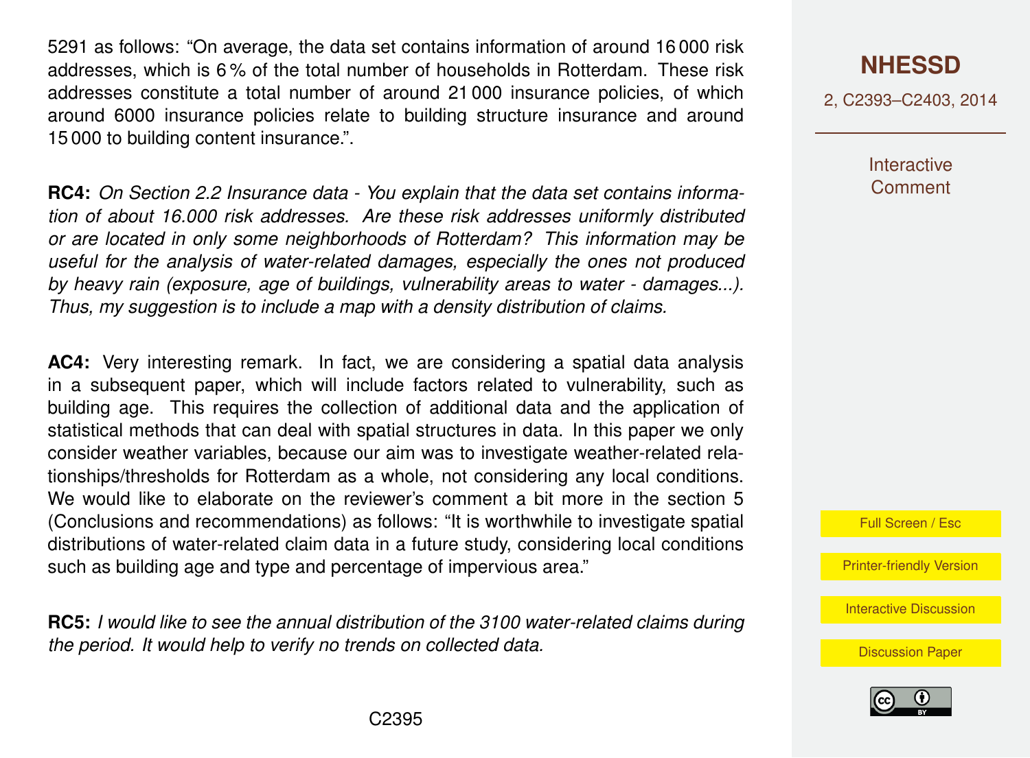5291 as follows: “On average, the data set contains information of around 16 000 risk addresses, which is 6 % of the total number of households in Rotterdam. These risk addresses constitute a total number of around 21 000 insurance policies, of which around 6000 insurance policies relate to building structure insurance and around 15 000 to building content insurance.”.

**RC4:** *On Section 2.2 Insurance data - You explain that the data set contains information of about 16.000 risk addresses. Are these risk addresses uniformly distributed or are located in only some neighborhoods of Rotterdam? This information may be useful for the analysis of water-related damages, especially the ones not produced by heavy rain (exposure, age of buildings, vulnerability areas to water - damages...). Thus, my suggestion is to include a map with a density distribution of claims.*

**AC4:** Very interesting remark. In fact, we are considering a spatial data analysis in a subsequent paper, which will include factors related to vulnerability, such as building age. This requires the collection of additional data and the application of statistical methods that can deal with spatial structures in data. In this paper we only consider weather variables, because our aim was to investigate weather-related relationships/thresholds for Rotterdam as a whole, not considering any local conditions. We would like to elaborate on the reviewer’s comment a bit more in the section 5 (Conclusions and recommendations) as follows: “It is worthwhile to investigate spatial distributions of water-related claim data in a future study, considering local conditions such as building age and type and percentage of impervious area.”

**RC5:** *I would like to see the annual distribution of the 3100 water-related claims during the period. It would help to verify no trends on collected data.*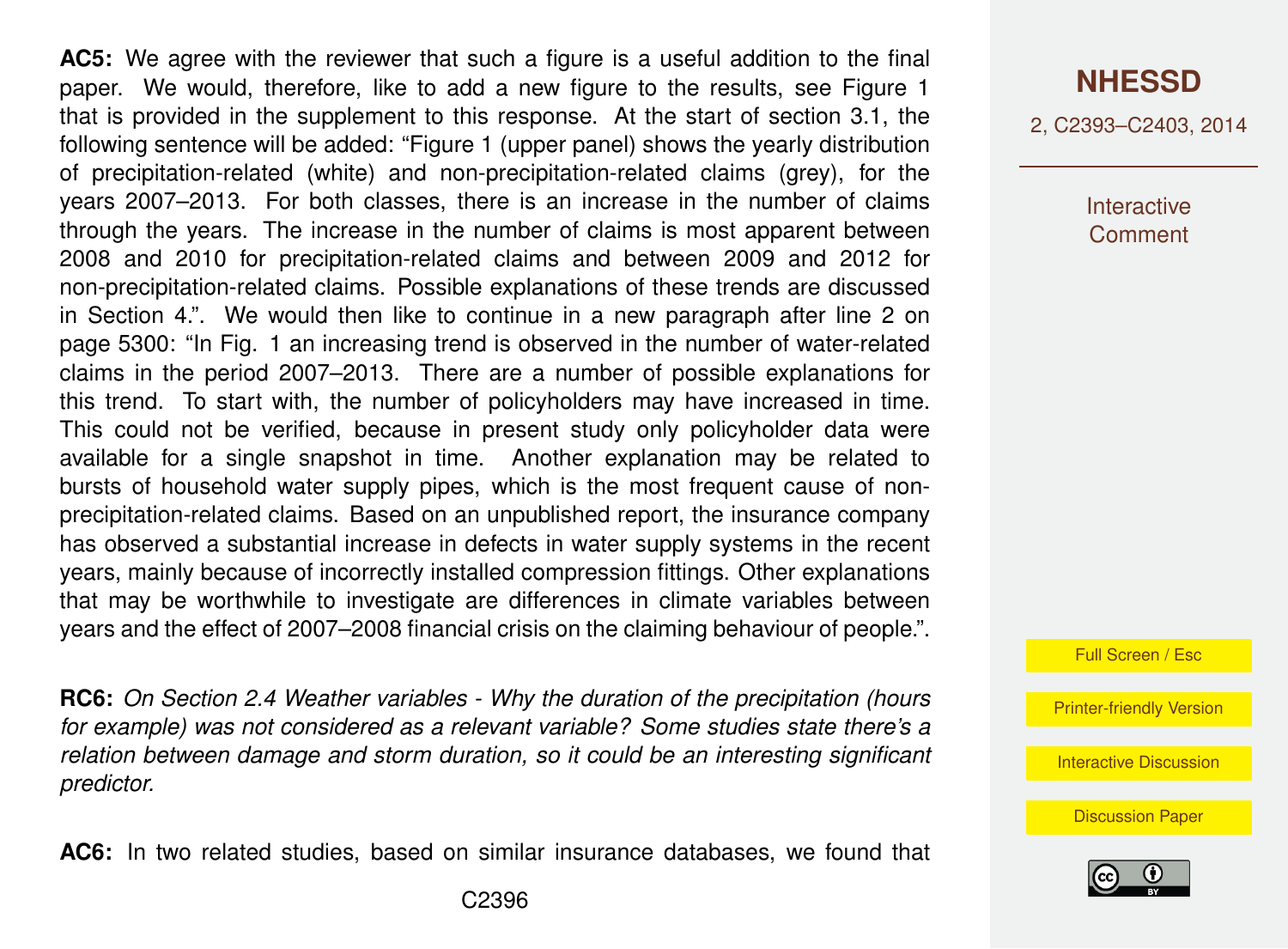**AC5:** We agree with the reviewer that such a figure is a useful addition to the final paper. We would, therefore, like to add a new figure to the results, see Figure 1 that is provided in the supplement to this response. At the start of section 3.1, the following sentence will be added: "Figure 1 (upper panel) shows the yearly distribution of precipitation-related (white) and non-precipitation-related claims (grey), for the years 2007–2013. For both classes, there is an increase in the number of claims through the years. The increase in the number of claims is most apparent between 2008 and 2010 for precipitation-related claims and between 2009 and 2012 for non-precipitation-related claims. Possible explanations of these trends are discussed in Section 4.". We would then like to continue in a new paragraph after line 2 on page 5300: "In Fig. 1 an increasing trend is observed in the number of water-related claims in the period 2007–2013. There are a number of possible explanations for this trend. To start with, the number of policyholders may have increased in time. This could not be verified, because in present study only policyholder data were available for a single snapshot in time. Another explanation may be related to bursts of household water supply pipes, which is the most frequent cause of non-precipitation-related claims. Based on an unpublished report, the insurance company has observed a substantial increase in defects in water supply systems in the recent years, mainly because of incorrectly installed compression fittings. Other explanations that may be worthwhile to investigate are differences in climate variables between years and the effect of 2007–2008 financial crisis on the claiming behaviour of people.".

**RC6:** *On Section 2.4 Weather variables - Why the duration of the precipitation (hours for example) was not considered as a relevant variable? Some studies state there's a relation between damage and storm duration, so it could be an interesting significant predictor.*

**AC6:** In two related studies, based on similar insurance databases, we found that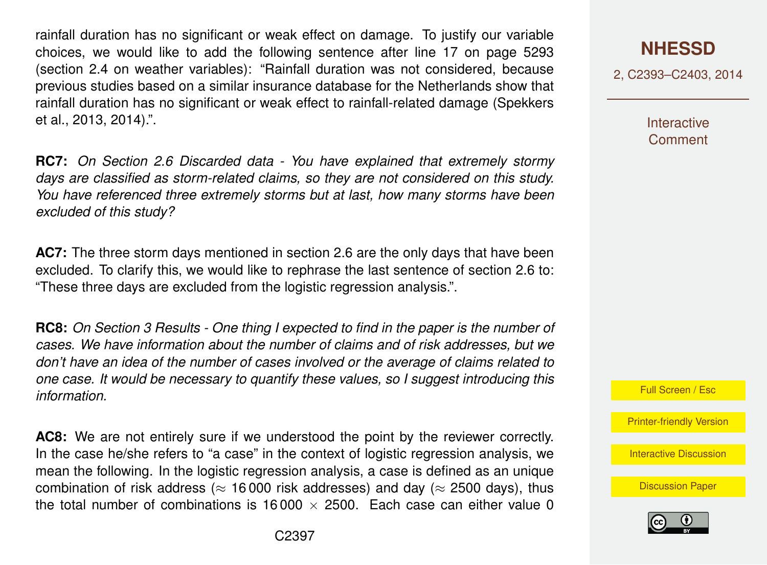rainfall duration has no significant or weak effect on damage. To justify our variable choices, we would like to add the following sentence after line 17 on page 5293 (section 2.4 on weather variables): "Rainfall duration was not considered, because previous studies based on a similar insurance database for the Netherlands show that rainfall duration has no significant or weak effect to rainfall-related damage (Spekkers et al., 2013, 2014).".

**RC7:** *On Section 2.6 Discarded data - You have explained that extremely stormy days are classified as storm-related claims, so they are not considered on this study. You have referenced three extremely storms but at last, how many storms have been excluded of this study?*

**AC7:** The three storm days mentioned in section 2.6 are the only days that have been excluded. To clarify this, we would like to rephrase the last sentence of section 2.6 to: "These three days are excluded from the logistic regression analysis.".

**RC8:** *On Section 3 Results - One thing I expected to find in the paper is the number of cases. We have information about the number of claims and of risk addresses, but we don't have an idea of the number of cases involved or the average of claims related to one case. It would be necessary to quantify these values, so I suggest introducing this information.*

**AC8:** We are not entirely sure if we understood the point by the reviewer correctly. In the case he/she refers to "a case" in the context of logistic regression analysis, we mean the following. In the logistic regression analysis, a case is defined as an unique combination of risk address ($\approx$ 16 000 risk addresses) and day ($\approx$ 2500 days), thus the total number of combinations is $16\,000 \times 2500$. Each case can either value 0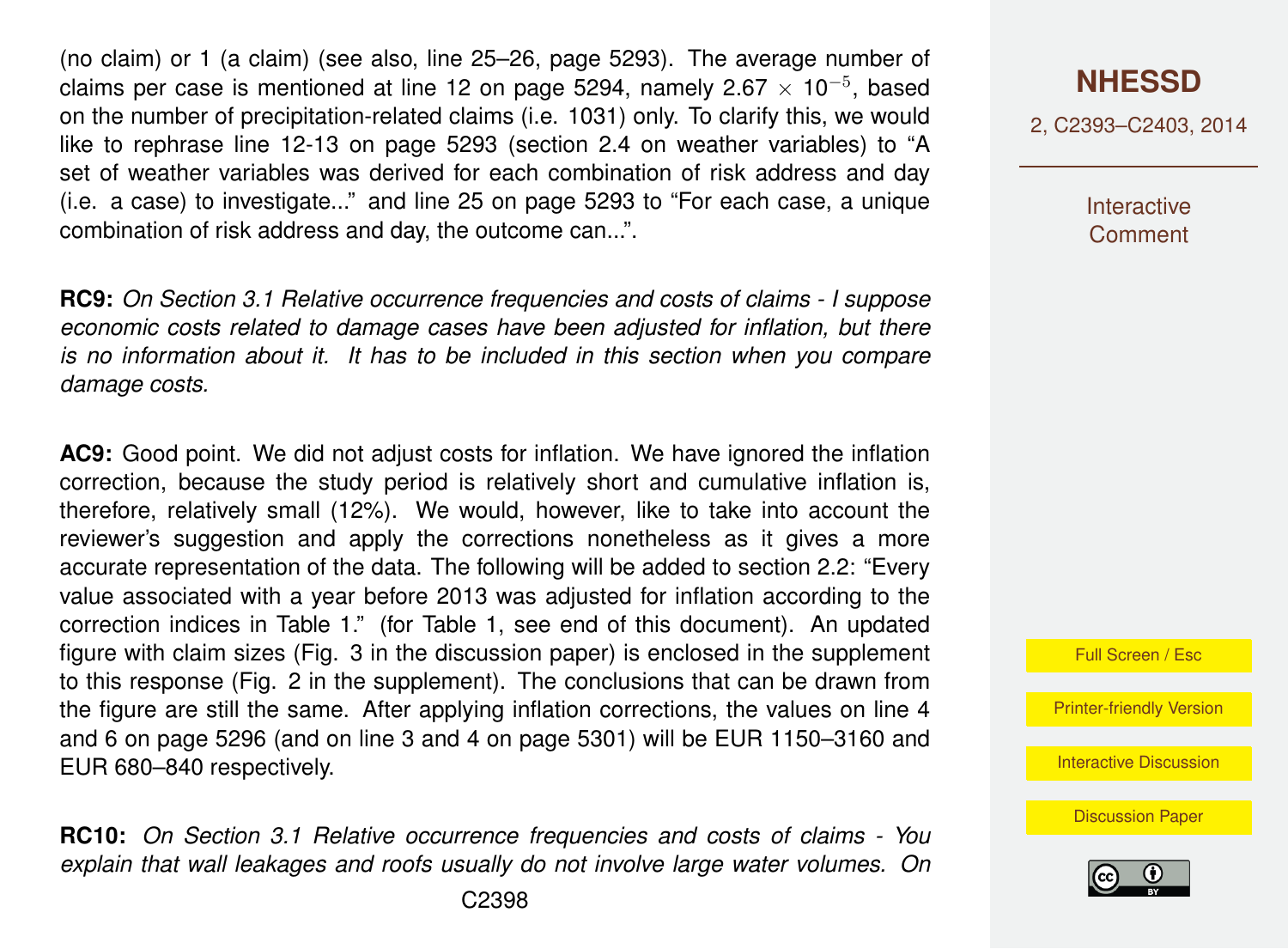(no claim) or 1 (a claim) (see also, line 25–26, page 5293). The average number of claims per case is mentioned at line 12 on page 5294, namely $2.67 \times 10^{-5}$, based on the number of precipitation-related claims (i.e. 1031) only. To clarify this, we would like to rephrase line 12-13 on page 5293 (section 2.4 on weather variables) to "A set of weather variables was derived for each combination of risk address and day (i.e. a case) to investigate..." and line 25 on page 5293 to "For each case, a unique combination of risk address and day, the outcome can...".

**RC9:** *On Section 3.1 Relative occurrence frequencies and costs of claims - I suppose economic costs related to damage cases have been adjusted for inflation, but there is no information about it. It has to be included in this section when you compare damage costs.*

**AC9:** Good point. We did not adjust costs for inflation. We have ignored the inflation correction, because the study period is relatively short and cumulative inflation is, therefore, relatively small (12%). We would, however, like to take into account the reviewer's suggestion and apply the corrections nonetheless as it gives a more accurate representation of the data. The following will be added to section 2.2: "Every value associated with a year before 2013 was adjusted for inflation according to the correction indices in Table 1." (for Table 1, see end of this document). An updated figure with claim sizes (Fig. 3 in the discussion paper) is enclosed in the supplement to this response (Fig. 2 in the supplement). The conclusions that can be drawn from the figure are still the same. After applying inflation corrections, the values on line 4 and 6 on page 5296 (and on line 3 and 4 on page 5301) will be EUR 1150–3160 and EUR 680–840 respectively.

**RC10:** *On Section 3.1 Relative occurrence frequencies and costs of claims - You explain that wall leakages and roofs usually do not involve large water volumes. On*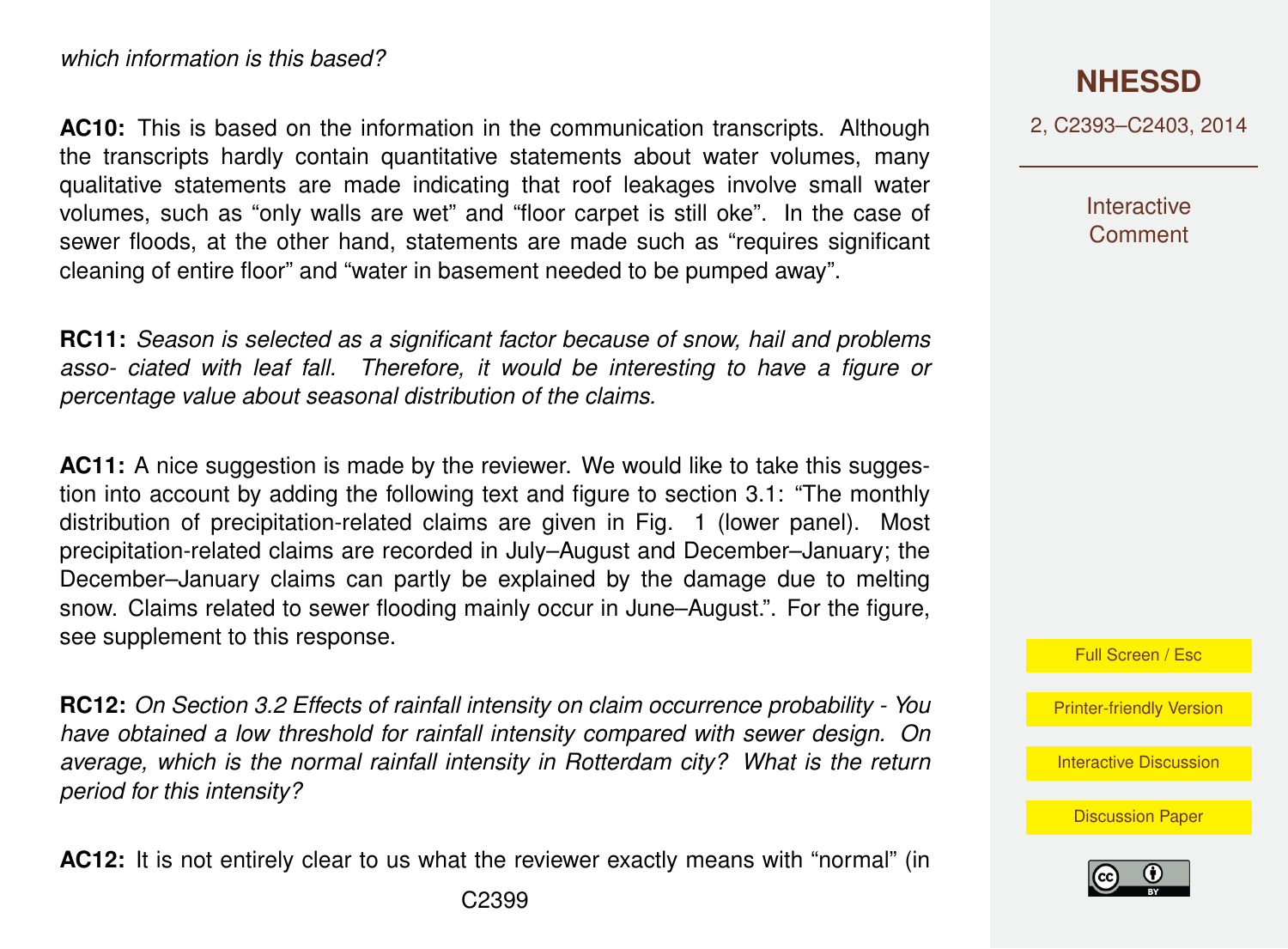*which information is this based?*

**AC10:** This is based on the information in the communication transcripts. Although the transcripts hardly contain quantitative statements about water volumes, many qualitative statements are made indicating that roof leakages involve small water volumes, such as "only walls are wet" and "floor carpet is still oke". In the case of sewer floods, at the other hand, statements are made such as "requires significant cleaning of entire floor" and "water in basement needed to be pumped away".

**RC11:** *Season is selected as a significant factor because of snow, hail and problems asso- ciated with leaf fall. Therefore, it would be interesting to have a figure or percentage value about seasonal distribution of the claims.*

**AC11:** A nice suggestion is made by the reviewer. We would like to take this suggestion into account by adding the following text and figure to section 3.1: "The monthly distribution of precipitation-related claims are given in Fig. 1 (lower panel). Most precipitation-related claims are recorded in July–August and December–January; the December–January claims can partly be explained by the damage due to melting snow. Claims related to sewer flooding mainly occur in June–August.". For the figure, see supplement to this response.

**RC12:** *On Section 3.2 Effects of rainfall intensity on claim occurrence probability - You have obtained a low threshold for rainfall intensity compared with sewer design. On average, which is the normal rainfall intensity in Rotterdam city? What is the return period for this intensity?*

**AC12:** It is not entirely clear to us what the reviewer exactly means with "normal" (in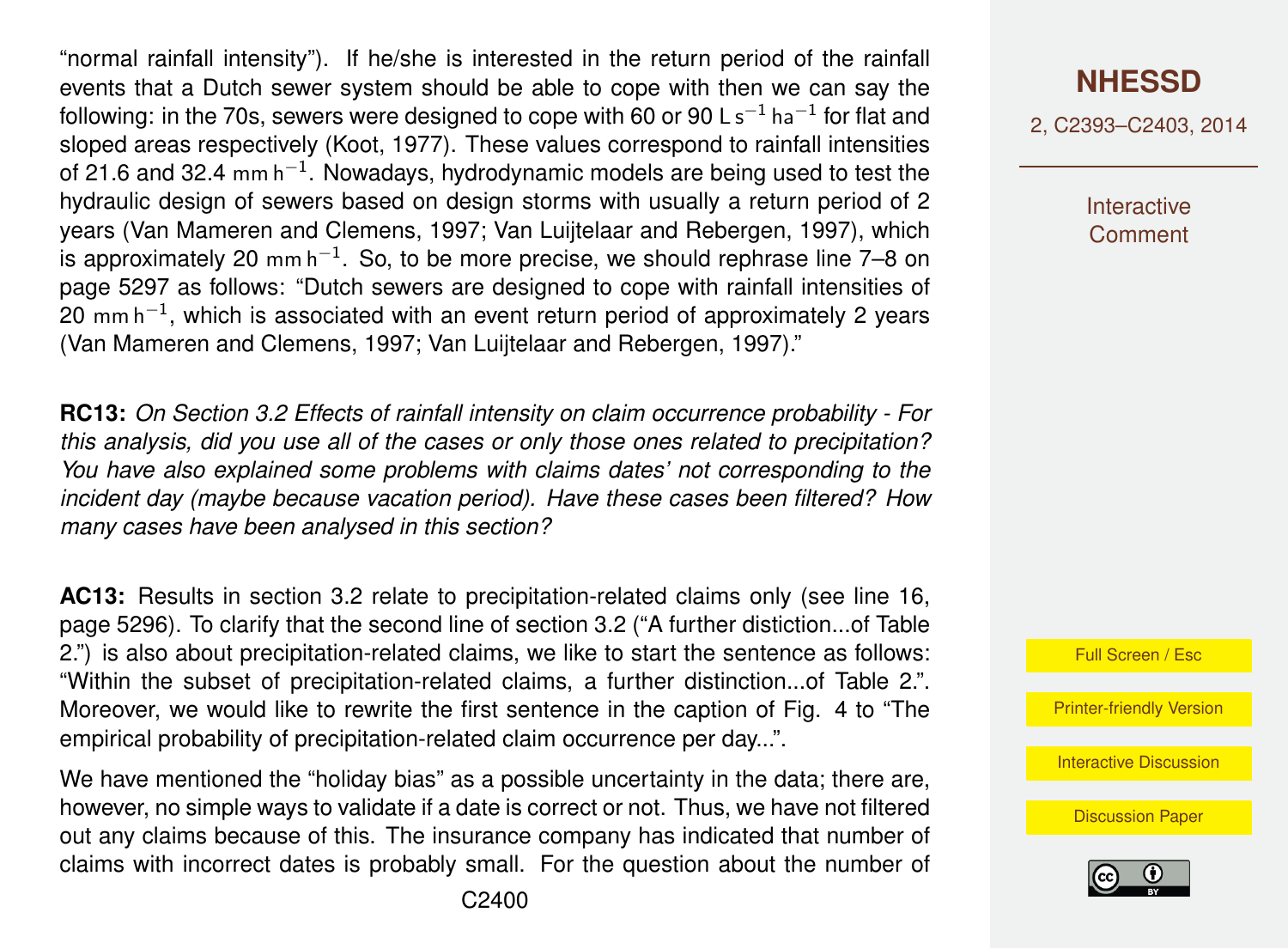"normal rainfall intensity"). If he/she is interested in the return period of the rainfall events that a Dutch sewer system should be able to cope with then we can say the following: in the 70s, sewers were designed to cope with 60 or 90 $\mathrm{L\,s^{-1}\,ha^{-1}}$ for flat and sloped areas respectively (Koot, 1977). These values correspond to rainfall intensities of 21.6 and 32.4 $\mathrm{mm\,h^{-1}}$. Nowadays, hydrodynamic models are being used to test the hydraulic design of sewers based on design storms with usually a return period of 2 years (Van Mameren and Clemens, 1997; Van Luijtelaar and Rebergen, 1997), which is approximately 20 $\mathrm{mm\,h^{-1}}$. So, to be more precise, we should rephrase line 7–8 on page 5297 as follows: "Dutch sewers are designed to cope with rainfall intensities of 20 $\mathrm{mm\,h^{-1}}$, which is associated with an event return period of approximately 2 years (Van Mameren and Clemens, 1997; Van Luijtelaar and Rebergen, 1997)."

**RC13:** *On Section 3.2 Effects of rainfall intensity on claim occurrence probability - For this analysis, did you use all of the cases or only those ones related to precipitation? You have also explained some problems with claims dates' not corresponding to the incident day (maybe because vacation period). Have these cases been filtered? How many cases have been analysed in this section?*

**AC13:** Results in section 3.2 relate to precipitation-related claims only (see line 16, page 5296). To clarify that the second line of section 3.2 ("A further distiction...of Table 2.") is also about precipitation-related claims, we like to start the sentence as follows: "Within the subset of precipitation-related claims, a further distinction...of Table 2.". Moreover, we would like to rewrite the first sentence in the caption of Fig. 4 to "The empirical probability of precipitation-related claim occurrence per day...".

We have mentioned the "holiday bias" as a possible uncertainty in the data; there are, however, no simple ways to validate if a date is correct or not. Thus, we have not filtered out any claims because of this. The insurance company has indicated that number of claims with incorrect dates is probably small. For the question about the number of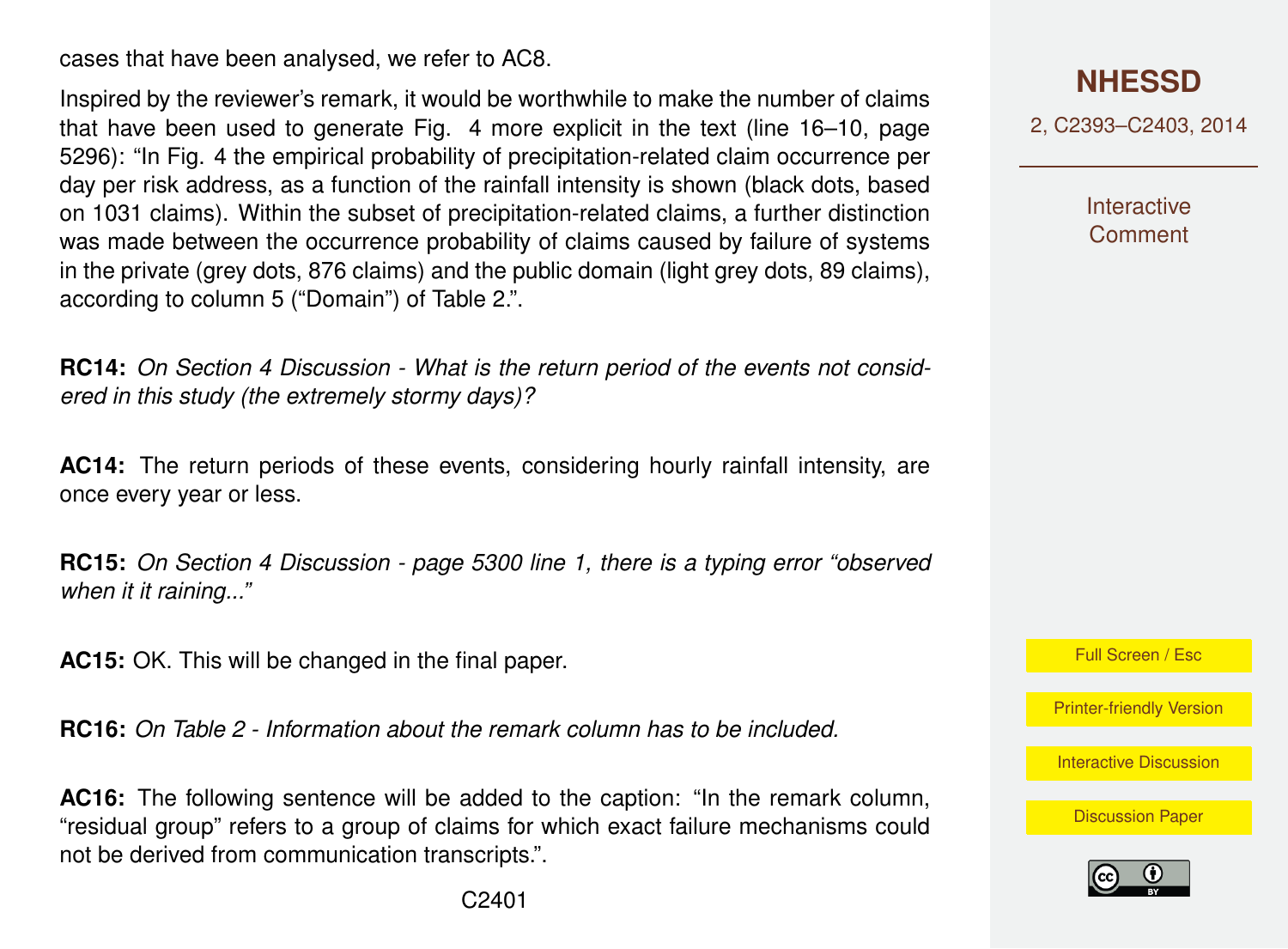cases that have been analysed, we refer to AC8.

Inspired by the reviewer's remark, it would be worthwhile to make the number of claims that have been used to generate Fig. 4 more explicit in the text (line 16–10, page 5296): "In Fig. 4 the empirical probability of precipitation-related claim occurrence per day per risk address, as a function of the rainfall intensity is shown (black dots, based on 1031 claims). Within the subset of precipitation-related claims, a further distinction was made between the occurrence probability of claims caused by failure of systems in the private (grey dots, 876 claims) and the public domain (light grey dots, 89 claims), according to column 5 ("Domain") of Table 2.".

**RC14:** *On Section 4 Discussion - What is the return period of the events not considered in this study (the extremely stormy days)?*

**AC14:** The return periods of these events, considering hourly rainfall intensity, are once every year or less.

**RC15:** *On Section 4 Discussion - page 5300 line 1, there is a typing error "observed when it it raining..."*

**AC15:** OK. This will be changed in the final paper.

**RC16:** *On Table 2 - Information about the remark column has to be included.*

**AC16:** The following sentence will be added to the caption: "In the remark column, "residual group" refers to a group of claims for which exact failure mechanisms could not be derived from communication transcripts.".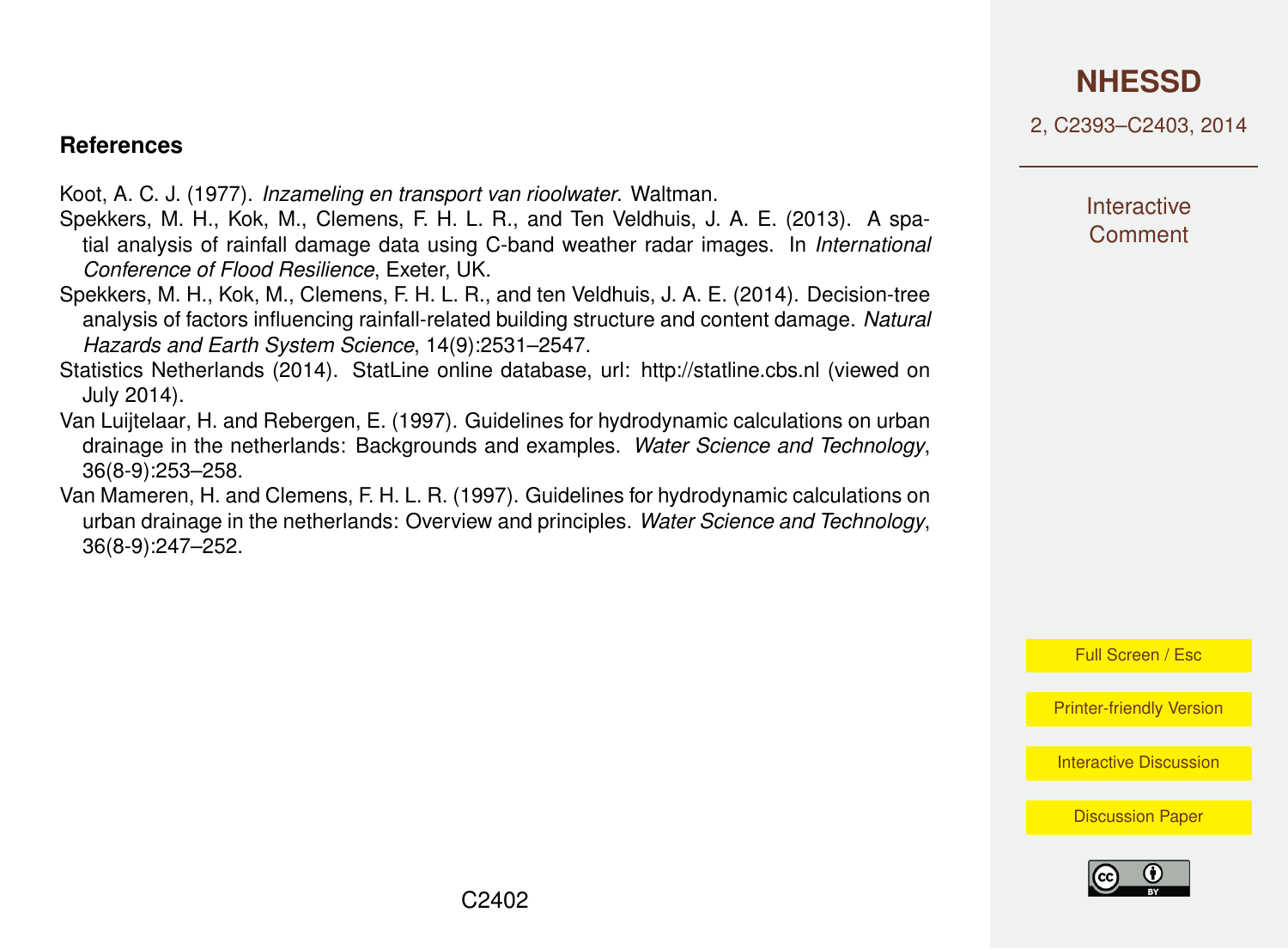## References

Koot, A. C. J. (1977). *Inzameling en transport van rioolwater*. Waltman.

Spekkers, M. H., Kok, M., Clemens, F. H. L. R., and Ten Veldhuis, J. A. E. (2013). A spatial analysis of rainfall damage data using C-band weather radar images. In *International Conference of Flood Resilience*, Exeter, UK.

Spekkers, M. H., Kok, M., Clemens, F. H. L. R., and ten Veldhuis, J. A. E. (2014). Decision-tree analysis of factors influencing rainfall-related building structure and content damage. *Natural Hazards and Earth System Science*, 14(9):2531–2547.

Statistics Netherlands (2014). StatLine online database, url: http://statline.cbs.nl (viewed on July 2014).

Van Luijtelaar, H. and Rebergen, E. (1997). Guidelines for hydrodynamic calculations on urban drainage in the netherlands: Backgrounds and examples. *Water Science and Technology*, 36(8-9):253–258.

Van Mameren, H. and Clemens, F. H. L. R. (1997). Guidelines for hydrodynamic calculations on urban drainage in the netherlands: Overview and principles. *Water Science and Technology*, 36(8-9):247–252.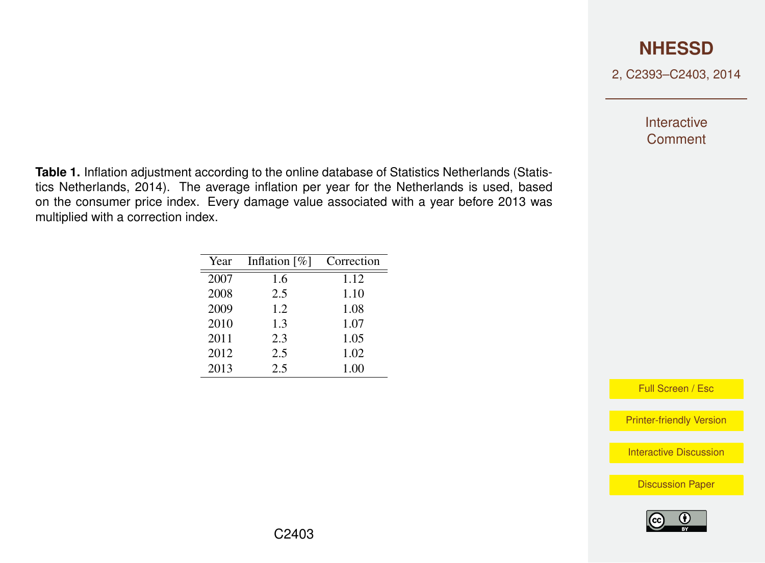**Table 1.** Inflation adjustment according to the online database of Statistics Netherlands (Statistics Netherlands, 2014). The average inflation per year for the Netherlands is used, based on the consumer price index. Every damage value associated with a year before 2013 was multiplied with a correction index.

| Year | Inflation [%] | Correction |
|---|---|---|
| 2007 | 1.6 | 1.12 |
| 2008 | 2.5 | 1.10 |
| 2009 | 1.2 | 1.08 |
| 2010 | 1.3 | 1.07 |
| 2011 | 2.3 | 1.05 |
| 2012 | 2.5 | 1.02 |
| 2013 | 2.5 | 1.00 |